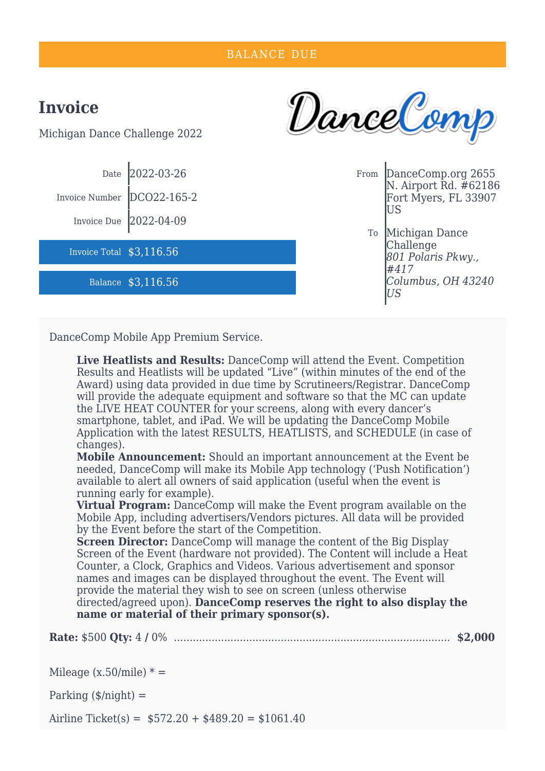BALANCE DUE

# Invoice

Michigan Dance Challenge 2022

DanceComp

| | |
|---|---|
| Date | 2022-03-26 |
| Invoice Number | DCO22-165-2 |
| Invoice Due | 2022-04-09 |
| Invoice Total | $3,116.56 |
| Balance | $3,116.56 |

From: DanceComp.org 2655 N. Airport Rd. #62186 Fort Myers, FL 33907 US

To: Michigan Dance Challenge
*801 Polaris Pkwy., #417*
*Columbus, OH 43240*
*US*

DanceComp Mobile App Premium Service.

**Live Heatlists and Results:** DanceComp will attend the Event. Competition Results and Heatlists will be updated "Live" (within minutes of the end of the Award) using data provided in due time by Scrutineers/Registrar. DanceComp will provide the adequate equipment and software so that the MC can update the LIVE HEAT COUNTER for your screens, along with every dancer's smartphone, tablet, and iPad. We will be updating the DanceComp Mobile Application with the latest RESULTS, HEATLISTS, and SCHEDULE (in case of changes).
**Mobile Announcement:** Should an important announcement at the Event be needed, DanceComp will make its Mobile App technology ('Push Notification') available to alert all owners of said application (useful when the event is running early for example).
**Virtual Program:** DanceComp will make the Event program available on the Mobile App, including advertisers/Vendors pictures. All data will be provided by the Event before the start of the Competition.
**Screen Director:** DanceComp will manage the content of the Big Display Screen of the Event (hardware not provided). The Content will include a Heat Counter, a Clock, Graphics and Videos. Various advertisement and sponsor names and images can be displayed throughout the event. The Event will provide the material they wish to see on screen (unless otherwise directed/agreed upon). **DanceComp reserves the right to also display the name or material of their primary sponsor(s).**

**Rate:** $500 **Qty:** 4 **/** 0% ........................................................................................ **$2,000**

Mileage (x.50/mile) * =

Parking ($/night) =

Airline Ticket(s) = $572.20 + $489.20 = $1061.40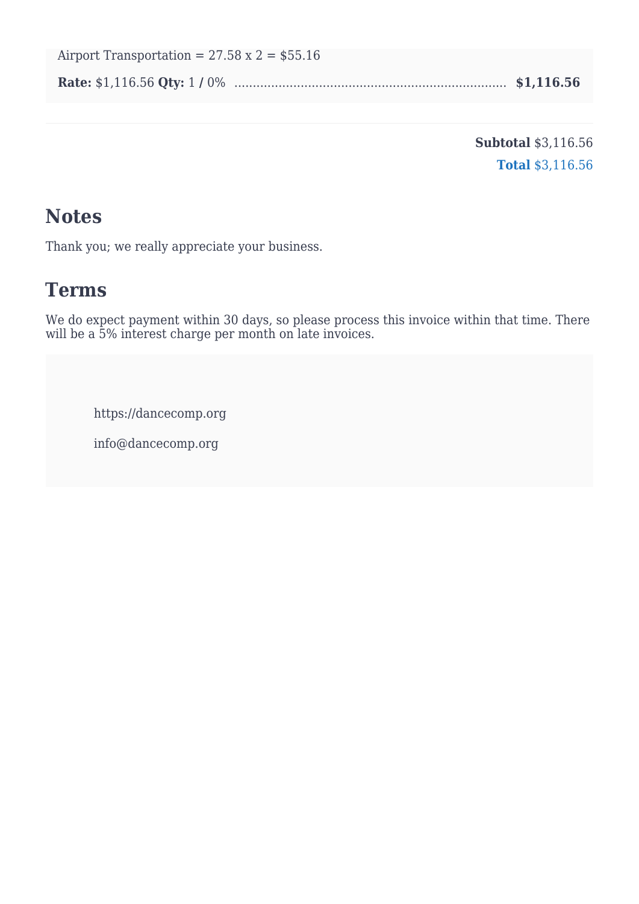Airport Transportation = 27.58 x 2 = $55.16

**Rate:** $1,116.56 **Qty:** 1 **/** 0% ........................................................................ **$1,116.56**

---

**Subtotal** $3,116.56

**Total** $3,116.56

## Notes

Thank you; we really appreciate your business.

## Terms

We do expect payment within 30 days, so please process this invoice within that time. There will be a 5% interest charge per month on late invoices.

https://dancecomp.org

info@dancecomp.org